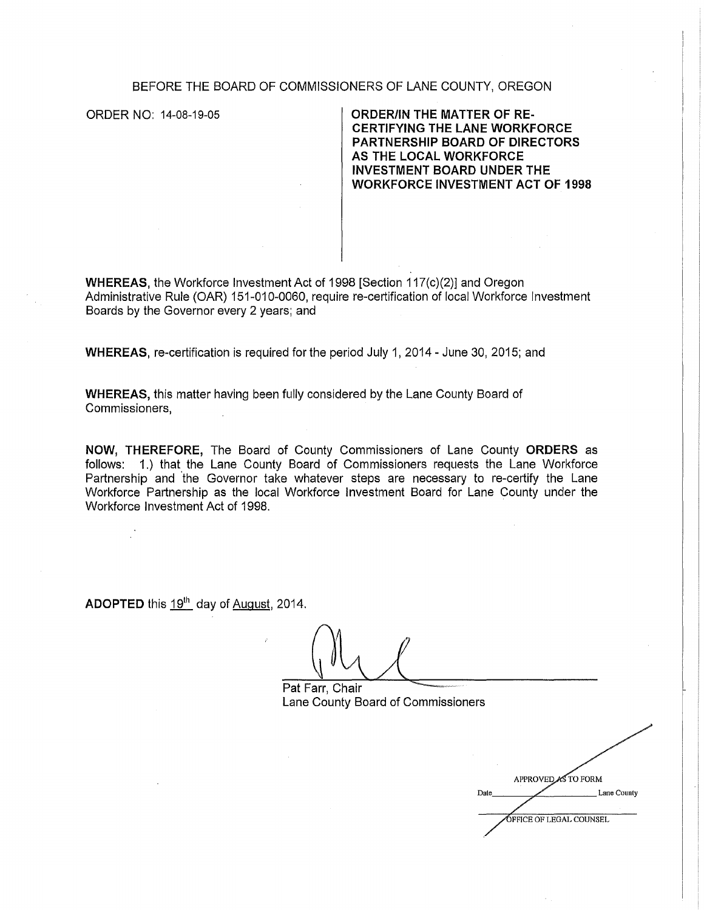BEFORE THE BOARD OF COMMISSIONERS OF LANE COUNTY, OREGON

ORDER NO: 14-08-19-05

**ORDER/IN THE MATTER OF RE-CERTIFYING THE LANE WORKFORCE PARTNERSHIP BOARD OF DIRECTORS AS THE LOCAL WORKFORCE INVESTMENT BOARD UNDER THE WORKFORCE INVESTMENT ACT OF 1998**

**WHEREAS,** the Workforce Investment Act of 1998 [Section 117(c)(2)] and Oregon Administrative Rule (OAR) 151-010-0060, require re-certification of local Workforce Investment Boards by the Governor every 2 years; and

**WHEREAS,** re-certification is required for the period July 1, 2014 - June 30, 2015; and

**WHEREAS,** this matter having been fully considered by the Lane County Board of Commissioners,

**NOW, THEREFORE,** The Board of County Commissioners of Lane County **ORDERS** as follows: 1.) that the Lane County Board of Commissioners requests the Lane Workforce Partnership and the Governor take whatever steps are necessary to re-certify the Lane Workforce Partnership as the local Workforce Investment Board for Lane County under the Workforce Investment Act of 1998.

**ADOPTED** this 19th day of August, 2014.

Pat Farr, Chair
Lane County Board of Commissioners

APPROVED AS TO FORM
Date ________ Lane County
OFFICE OF LEGAL COUNSEL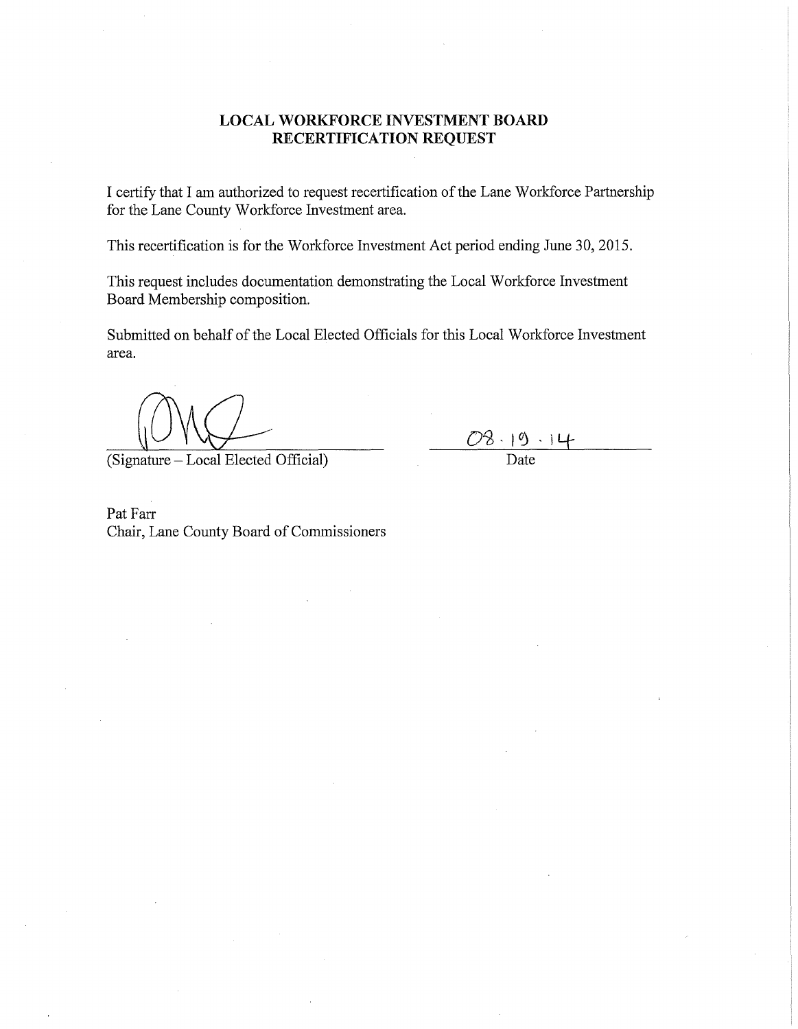## LOCAL WORKFORCE INVESTMENT BOARD RECERTIFICATION REQUEST

I certify that I am authorized to request recertification of the Lane Workforce Partnership for the Lane County Workforce Investment area.

This recertification is for the Workforce Investment Act period ending June 30, 2015.

This request includes documentation demonstrating the Local Workforce Investment Board Membership composition.

Submitted on behalf of the Local Elected Officials for this Local Workforce Investment area.

(Signature – Local Elected Official)

08 . 19 . 14

Date

Pat Farr
Chair, Lane County Board of Commissioners